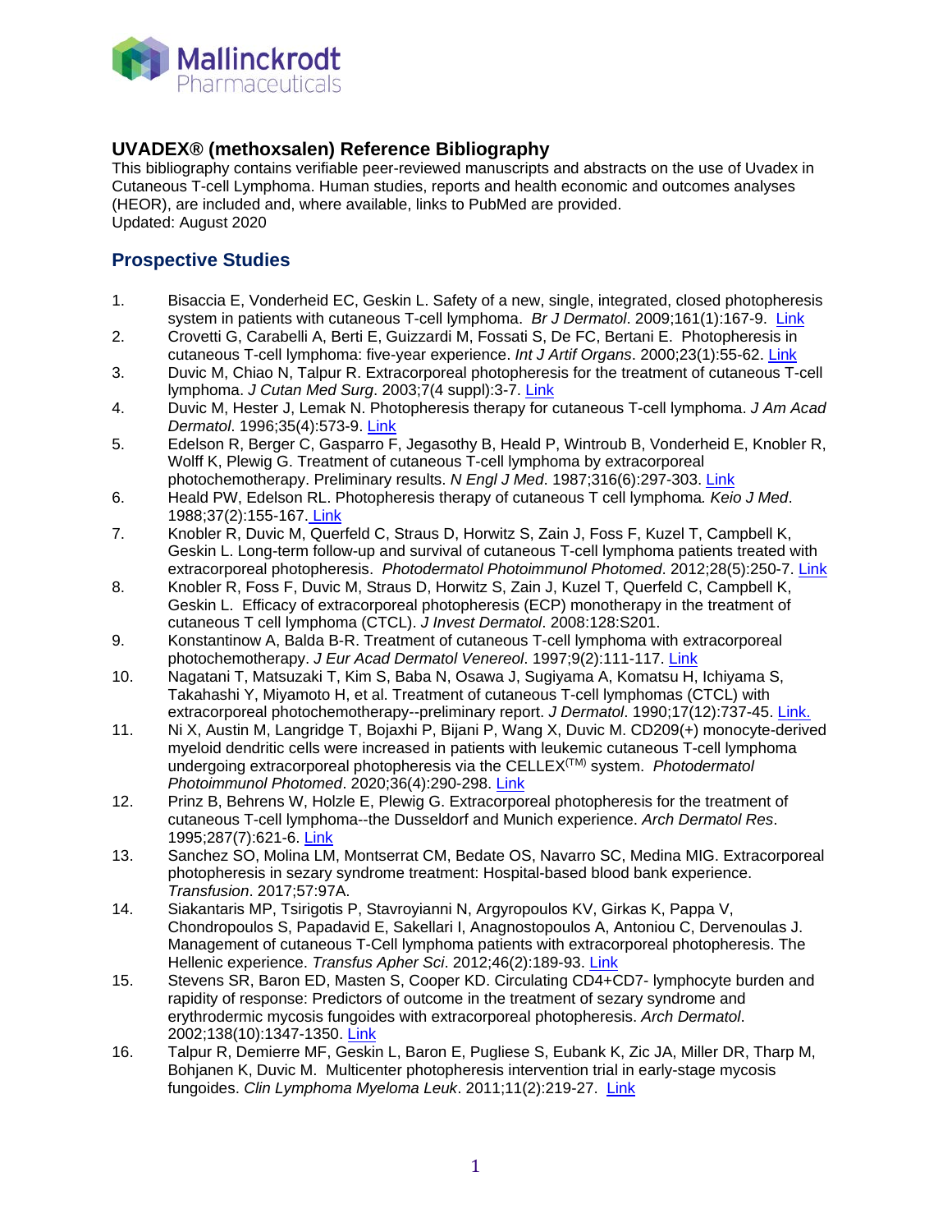Mallinckrodt Pharmaceuticals

## UVADEX® (methoxsalen) Reference Bibliography

This bibliography contains verifiable peer-reviewed manuscripts and abstracts on the use of Uvadex in Cutaneous T-cell Lymphoma. Human studies, reports and health economic and outcomes analyses (HEOR), are included and, where available, links to PubMed are provided.
Updated: August 2020

## Prospective Studies

1. Bisaccia E, Vonderheid EC, Geskin L. Safety of a new, single, integrated, closed photopheresis system in patients with cutaneous T-cell lymphoma. *Br J Dermatol*. 2009;161(1):167-9. Link
2. Crovetti G, Carabelli A, Berti E, Guizzardi M, Fossati S, De FC, Bertani E. Photopheresis in cutaneous T-cell lymphoma: five-year experience. *Int J Artif Organs*. 2000;23(1):55-62. Link
3. Duvic M, Chiao N, Talpur R. Extracorporeal photopheresis for the treatment of cutaneous T-cell lymphoma. *J Cutan Med Surg*. 2003;7(4 suppl):3-7. Link
4. Duvic M, Hester J, Lemak N. Photopheresis therapy for cutaneous T-cell lymphoma. *J Am Acad Dermatol*. 1996;35(4):573-9. Link
5. Edelson R, Berger C, Gasparro F, Jegasothy B, Heald P, Wintroub B, Vonderheid E, Knobler R, Wolff K, Plewig G. Treatment of cutaneous T-cell lymphoma by extracorporeal photochemotherapy. Preliminary results. *N Engl J Med*. 1987;316(6):297-303. Link
6. Heald PW, Edelson RL. Photopheresis therapy of cutaneous T cell lymphoma*. Keio J Med*. 1988;37(2):155-167. Link
7. Knobler R, Duvic M, Querfeld C, Straus D, Horwitz S, Zain J, Foss F, Kuzel T, Campbell K, Geskin L. Long-term follow-up and survival of cutaneous T-cell lymphoma patients treated with extracorporeal photopheresis. *Photodermatol Photoimmunol Photomed*. 2012;28(5):250-7. Link
8. Knobler R, Foss F, Duvic M, Straus D, Horwitz S, Zain J, Kuzel T, Querfeld C, Campbell K, Geskin L. Efficacy of extracorporeal photopheresis (ECP) monotherapy in the treatment of cutaneous T cell lymphoma (CTCL). *J Invest Dermatol*. 2008:128:S201.
9. Konstantinow A, Balda B-R. Treatment of cutaneous T-cell lymphoma with extracorporeal photochemotherapy. *J Eur Acad Dermatol Venereol*. 1997;9(2):111-117. Link
10. Nagatani T, Matsuzaki T, Kim S, Baba N, Osawa J, Sugiyama A, Komatsu H, Ichiyama S, Takahashi Y, Miyamoto H, et al. Treatment of cutaneous T-cell lymphomas (CTCL) with extracorporeal photochemotherapy--preliminary report. *J Dermatol*. 1990;17(12):737-45. Link.
11. Ni X, Austin M, Langridge T, Bojaxhi P, Bijani P, Wang X, Duvic M. CD209(+) monocyte-derived myeloid dendritic cells were increased in patients with leukemic cutaneous T-cell lymphoma undergoing extracorporeal photopheresis via the CELLEX(TM) system. *Photodermatol Photoimmunol Photomed*. 2020;36(4):290-298. Link
12. Prinz B, Behrens W, Holzle E, Plewig G. Extracorporeal photopheresis for the treatment of cutaneous T-cell lymphoma--the Dusseldorf and Munich experience. *Arch Dermatol Res*. 1995;287(7):621-6. Link
13. Sanchez SO, Molina LM, Montserrat CM, Bedate OS, Navarro SC, Medina MIG. Extracorporeal photopheresis in sezary syndrome treatment: Hospital-based blood bank experience. *Transfusion*. 2017;57:97A.
14. Siakantaris MP, Tsirigotis P, Stavroyianni N, Argyropoulos KV, Girkas K, Pappa V, Chondropoulos S, Papadavid E, Sakellari I, Anagnostopoulos A, Antoniou C, Dervenoulas J. Management of cutaneous T-Cell lymphoma patients with extracorporeal photopheresis. The Hellenic experience. *Transfus Apher Sci*. 2012;46(2):189-93. Link
15. Stevens SR, Baron ED, Masten S, Cooper KD. Circulating CD4+CD7- lymphocyte burden and rapidity of response: Predictors of outcome in the treatment of sezary syndrome and erythrodermic mycosis fungoides with extracorporeal photopheresis. *Arch Dermatol*. 2002;138(10):1347-1350. Link
16. Talpur R, Demierre MF, Geskin L, Baron E, Pugliese S, Eubank K, Zic JA, Miller DR, Tharp M, Bohjanen K, Duvic M. Multicenter photopheresis intervention trial in early-stage mycosis fungoides. *Clin Lymphoma Myeloma Leuk*. 2011;11(2):219-27. Link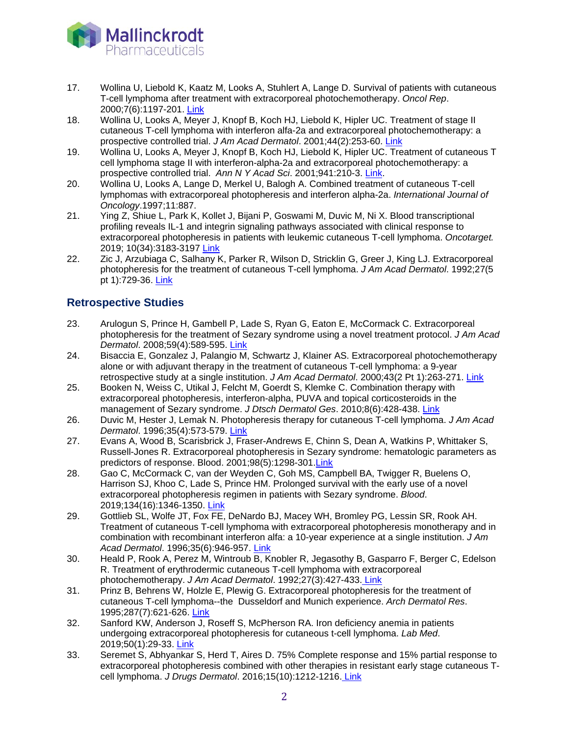17. Wollina U, Liebold K, Kaatz M, Looks A, Stuhlert A, Lange D. Survival of patients with cutaneous T-cell lymphoma after treatment with extracorporeal photochemotherapy. *Oncol Rep*. 2000;7(6):1197-201. Link
18. Wollina U, Looks A, Meyer J, Knopf B, Koch HJ, Liebold K, Hipler UC. Treatment of stage II cutaneous T-cell lymphoma with interferon alfa-2a and extracorporeal photochemotherapy: a prospective controlled trial. *J Am Acad Dermatol*. 2001;44(2):253-60. Link
19. Wollina U, Looks A, Meyer J, Knopf B, Koch HJ, Liebold K, Hipler UC. Treatment of cutaneous T cell lymphoma stage II with interferon-alpha-2a and extracorporeal photochemotherapy: a prospective controlled trial. *Ann N Y Acad Sci*. 2001;941:210-3. Link.
20. Wollina U, Looks A, Lange D, Merkel U, Balogh A. Combined treatment of cutaneous T-cell lymphomas with extracorporeal photopheresis and interferon alpha-2a. *International Journal of Oncology*.1997;11:887.
21. Ying Z, Shiue L, Park K, Kollet J, Bijani P, Goswami M, Duvic M, Ni X. Blood transcriptional profiling reveals IL-1 and integrin signaling pathways associated with clinical response to extracorporeal photopheresis in patients with leukemic cutaneous T-cell lymphoma. *Oncotarget.* 2019; 10(34):3183-3197 Link
22. Zic J, Arzubiaga C, Salhany K, Parker R, Wilson D, Stricklin G, Greer J, King LJ. Extracorporeal photopheresis for the treatment of cutaneous T-cell lymphoma. *J Am Acad Dermatol*. 1992;27(5 pt 1):729-36. Link

## Retrospective Studies

23. Arulogun S, Prince H, Gambell P, Lade S, Ryan G, Eaton E, McCormack C. Extracorporeal photopheresis for the treatment of Sezary syndrome using a novel treatment protocol. *J Am Acad Dermatol*. 2008;59(4):589-595. Link
24. Bisaccia E, Gonzalez J, Palangio M, Schwartz J, Klainer AS. Extracorporeal photochemotherapy alone or with adjuvant therapy in the treatment of cutaneous T-cell lymphoma: a 9-year retrospective study at a single institution. *J Am Acad Dermatol*. 2000;43(2 Pt 1):263-271. Link
25. Booken N, Weiss C, Utikal J, Felcht M, Goerdt S, Klemke C. Combination therapy with extracorporeal photopheresis, interferon-alpha, PUVA and topical corticosteroids in the management of Sezary syndrome. *J Dtsch Dermatol Ges*. 2010;8(6):428-438. Link
26. Duvic M, Hester J, Lemak N. Photopheresis therapy for cutaneous T-cell lymphoma. *J Am Acad Dermatol*. 1996;35(4):573-579. Link
27. Evans A, Wood B, Scarisbrick J, Fraser-Andrews E, Chinn S, Dean A, Watkins P, Whittaker S, Russell-Jones R. Extracorporeal photopheresis in Sezary syndrome: hematologic parameters as predictors of response. Blood. 2001;98(5):1298-301.Link
28. Gao C, McCormack C, van der Weyden C, Goh MS, Campbell BA, Twigger R, Buelens O, Harrison SJ, Khoo C, Lade S, Prince HM. Prolonged survival with the early use of a novel extracorporeal photopheresis regimen in patients with Sezary syndrome. *Blood*. 2019;134(16):1346-1350. Link
29. Gottlieb SL, Wolfe JT, Fox FE, DeNardo BJ, Macey WH, Bromley PG, Lessin SR, Rook AH. Treatment of cutaneous T-cell lymphoma with extracorporeal photopheresis monotherapy and in combination with recombinant interferon alfa: a 10-year experience at a single institution. *J Am Acad Dermatol*. 1996;35(6):946-957. Link
30. Heald P, Rook A, Perez M, Wintroub B, Knobler R, Jegasothy B, Gasparro F, Berger C, Edelson R. Treatment of erythrodermic cutaneous T-cell lymphoma with extracorporeal photochemotherapy. *J Am Acad Dermatol*. 1992;27(3):427-433. Link
31. Prinz B, Behrens W, Holzle E, Plewig G. Extracorporeal photopheresis for the treatment of cutaneous T-cell lymphoma--the Dusseldorf and Munich experience. *Arch Dermatol Res*. 1995;287(7):621-626. Link
32. Sanford KW, Anderson J, Roseff S, McPherson RA. Iron deficiency anemia in patients undergoing extracorporeal photopheresis for cutaneous t-cell lymphoma. *Lab Med*. 2019;50(1):29-33. Link
33. Seremet S, Abhyankar S, Herd T, Aires D. 75% Complete response and 15% partial response to extracorporeal photopheresis combined with other therapies in resistant early stage cutaneous T-cell lymphoma. *J Drugs Dermatol*. 2016;15(10):1212-1216. Link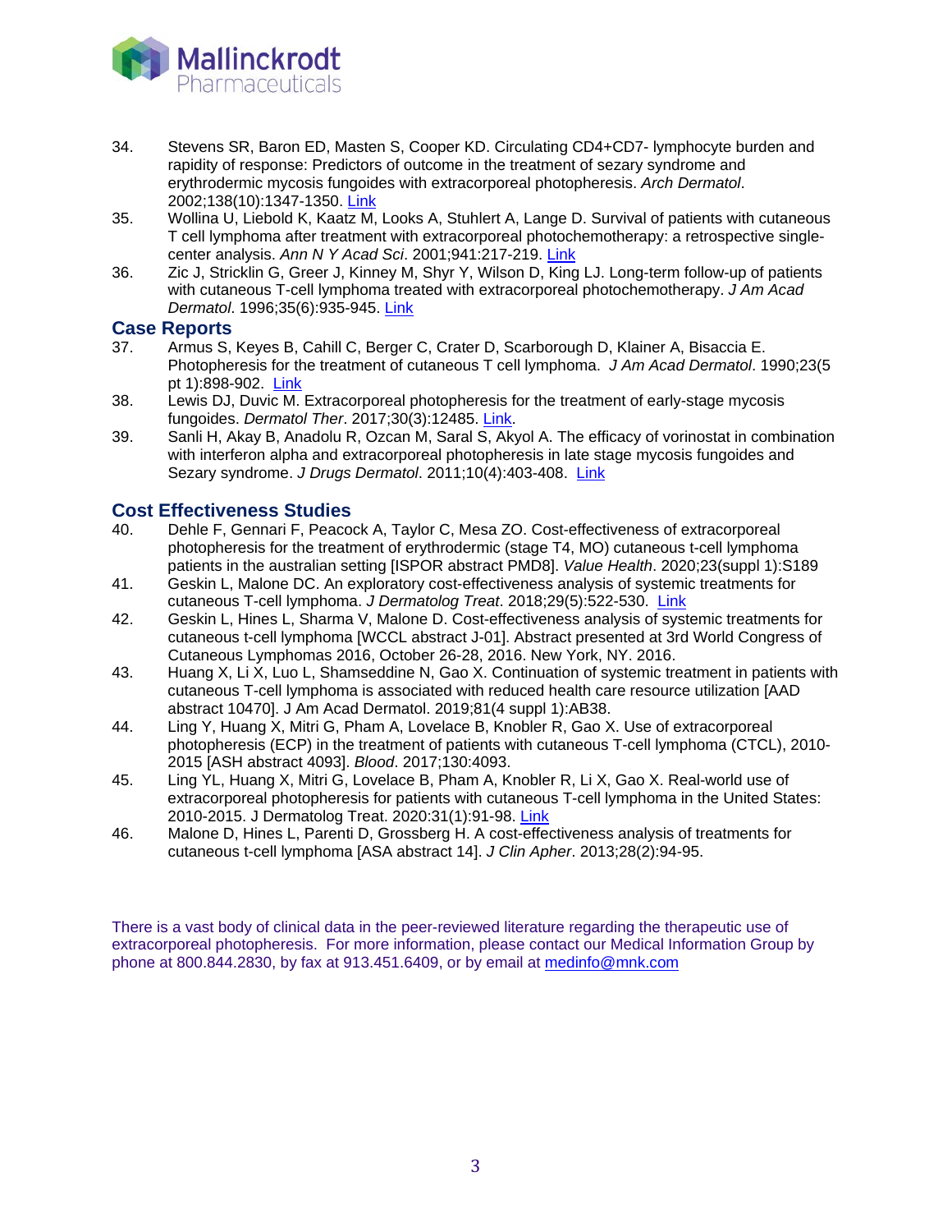34. Stevens SR, Baron ED, Masten S, Cooper KD. Circulating CD4+CD7- lymphocyte burden and rapidity of response: Predictors of outcome in the treatment of sezary syndrome and erythrodermic mycosis fungoides with extracorporeal photopheresis. *Arch Dermatol*. 2002;138(10):1347-1350. Link
35. Wollina U, Liebold K, Kaatz M, Looks A, Stuhlert A, Lange D. Survival of patients with cutaneous T cell lymphoma after treatment with extracorporeal photochemotherapy: a retrospective single-center analysis. *Ann N Y Acad Sci*. 2001;941:217-219. Link
36. Zic J, Stricklin G, Greer J, Kinney M, Shyr Y, Wilson D, King LJ. Long-term follow-up of patients with cutaneous T-cell lymphoma treated with extracorporeal photochemotherapy. *J Am Acad Dermatol*. 1996;35(6):935-945. Link

## Case Reports

37. Armus S, Keyes B, Cahill C, Berger C, Crater D, Scarborough D, Klainer A, Bisaccia E. Photopheresis for the treatment of cutaneous T cell lymphoma. *J Am Acad Dermatol*. 1990;23(5 pt 1):898-902. Link
38. Lewis DJ, Duvic M. Extracorporeal photopheresis for the treatment of early-stage mycosis fungoides. *Dermatol Ther*. 2017;30(3):12485. Link.
39. Sanli H, Akay B, Anadolu R, Ozcan M, Saral S, Akyol A. The efficacy of vorinostat in combination with interferon alpha and extracorporeal photopheresis in late stage mycosis fungoides and Sezary syndrome. *J Drugs Dermatol*. 2011;10(4):403-408. Link

## Cost Effectiveness Studies

40. Dehle F, Gennari F, Peacock A, Taylor C, Mesa ZO. Cost-effectiveness of extracorporeal photopheresis for the treatment of erythrodermic (stage T4, MO) cutaneous t-cell lymphoma patients in the australian setting [ISPOR abstract PMD8]. *Value Health*. 2020;23(suppl 1):S189
41. Geskin L, Malone DC. An exploratory cost-effectiveness analysis of systemic treatments for cutaneous T-cell lymphoma. *J Dermatolog Treat*. 2018;29(5):522-530. Link
42. Geskin L, Hines L, Sharma V, Malone D. Cost-effectiveness analysis of systemic treatments for cutaneous t-cell lymphoma [WCCL abstract J-01]. Abstract presented at 3rd World Congress of Cutaneous Lymphomas 2016, October 26-28, 2016. New York, NY. 2016.
43. Huang X, Li X, Luo L, Shamseddine N, Gao X. Continuation of systemic treatment in patients with cutaneous T-cell lymphoma is associated with reduced health care resource utilization [AAD abstract 10470]. J Am Acad Dermatol. 2019;81(4 suppl 1):AB38.
44. Ling Y, Huang X, Mitri G, Pham A, Lovelace B, Knobler R, Gao X. Use of extracorporeal photopheresis (ECP) in the treatment of patients with cutaneous T-cell lymphoma (CTCL), 2010-2015 [ASH abstract 4093]. *Blood*. 2017;130:4093.
45. Ling YL, Huang X, Mitri G, Lovelace B, Pham A, Knobler R, Li X, Gao X. Real-world use of extracorporeal photopheresis for patients with cutaneous T-cell lymphoma in the United States: 2010-2015. J Dermatolog Treat. 2020:31(1):91-98. Link
46. Malone D, Hines L, Parenti D, Grossberg H. A cost-effectiveness analysis of treatments for cutaneous t-cell lymphoma [ASA abstract 14]. *J Clin Apher*. 2013;28(2):94-95.

There is a vast body of clinical data in the peer-reviewed literature regarding the therapeutic use of extracorporeal photopheresis. For more information, please contact our Medical Information Group by phone at 800.844.2830, by fax at 913.451.6409, or by email at medinfo@mnk.com